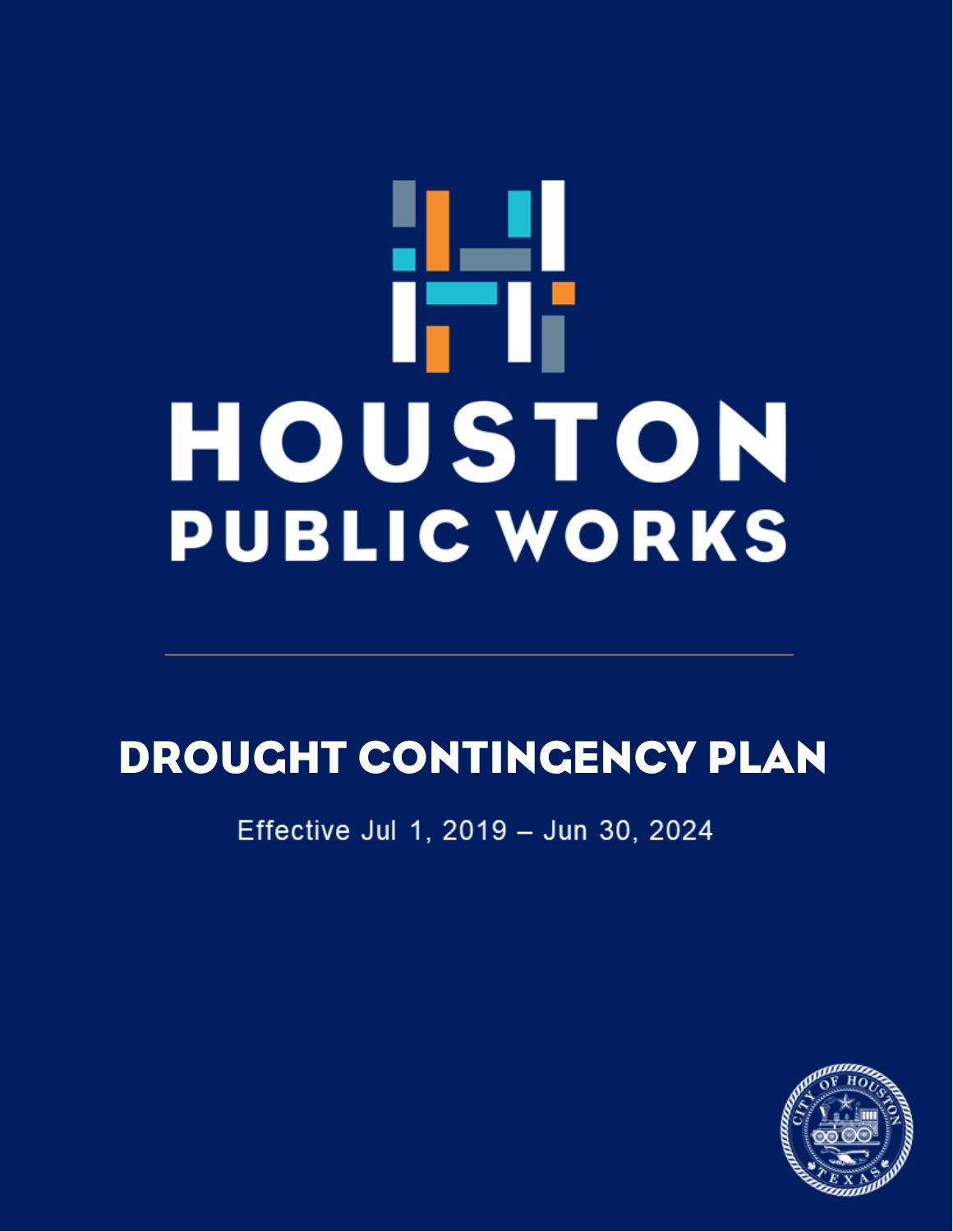# HOUSTON PUBLIC WORKS

# DROUGHT CONTINGENCY PLAN

Effective Jul 1, 2019 – Jun 30, 2024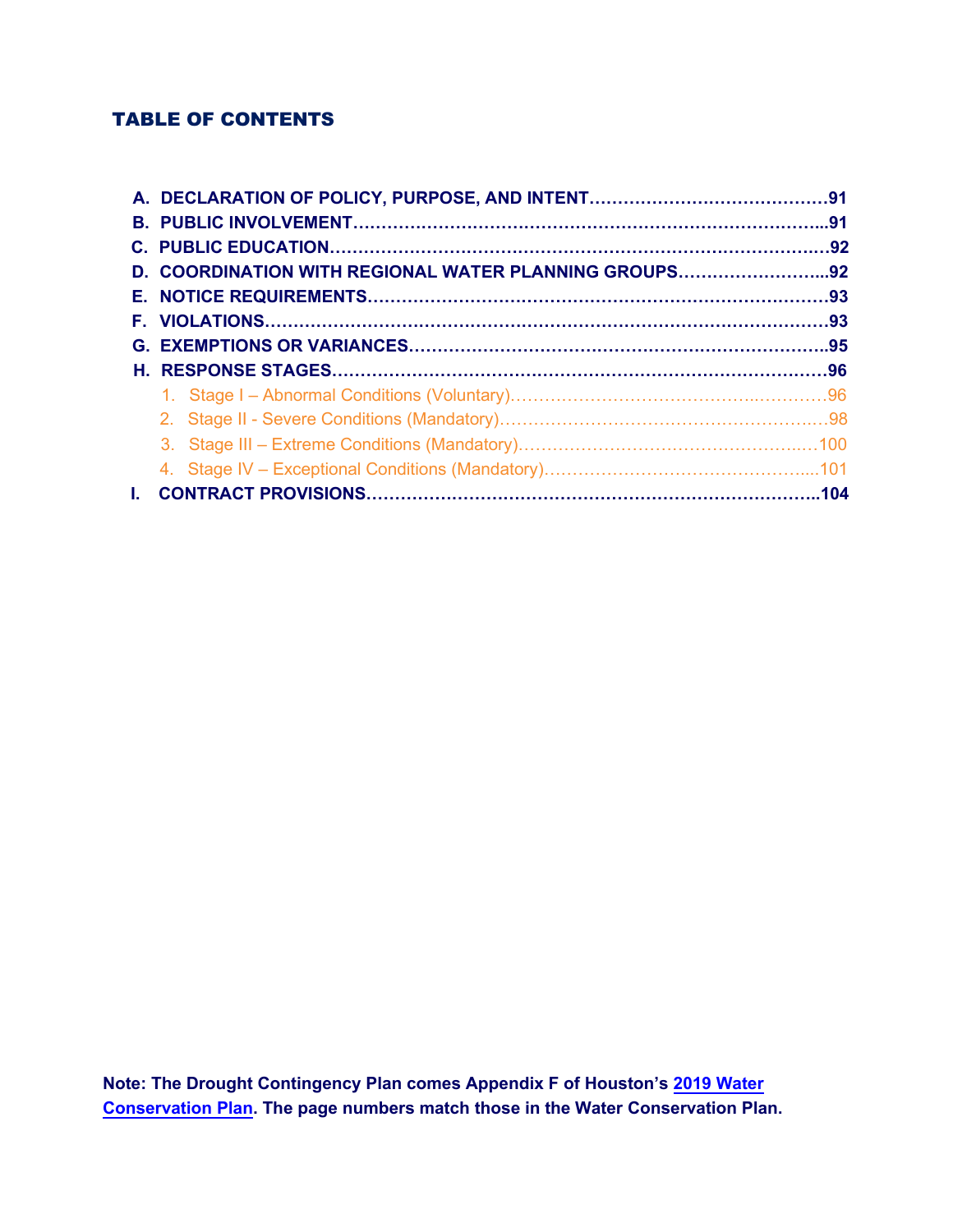# TABLE OF CONTENTS

- **A. DECLARATION OF POLICY, PURPOSE, AND INTENT……………………………………91**
- **B. PUBLIC INVOLVEMENT……………………………………………………………………...91**
- **C. PUBLIC EDUCATION…………………………………………………………………….…92**
- **D. COORDINATION WITH REGIONAL WATER PLANNING GROUPS……………………...92**
- **E. NOTICE REQUIREMENTS…………………………………………………………………93**
- **F. VIOLATIONS…………………………………………………………………………………93**
- **G. EXEMPTIONS OR VARIANCES…………………………………………………………..95**
- **H. RESPONSE STAGES…………………………………………………………………………96**
  1. Stage I – Abnormal Conditions (Voluntary)………………………………….…………96
  2. Stage II - Severe Conditions (Mandatory)………………………………………………98
  3. Stage III – Extreme Conditions (Mandatory)…………………………………….…100
  4. Stage IV – Exceptional Conditions (Mandatory)………………………………….....101
- **I. CONTRACT PROVISIONS……………………………………………………………………..104**

**Note: The Drought Contingency Plan comes Appendix F of Houston's 2019 Water Conservation Plan. The page numbers match those in the Water Conservation Plan.**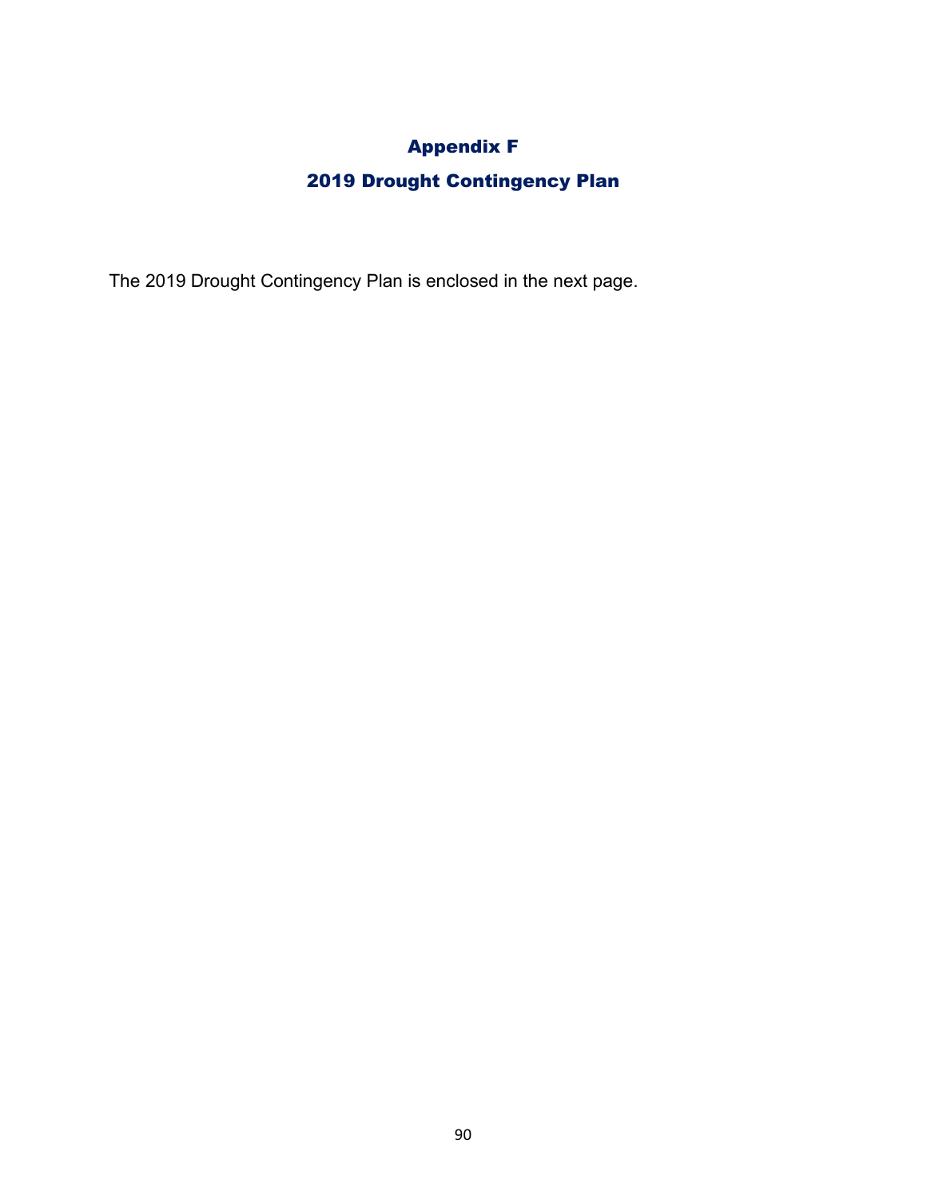# Appendix F

# 2019 Drought Contingency Plan

The 2019 Drought Contingency Plan is enclosed in the next page.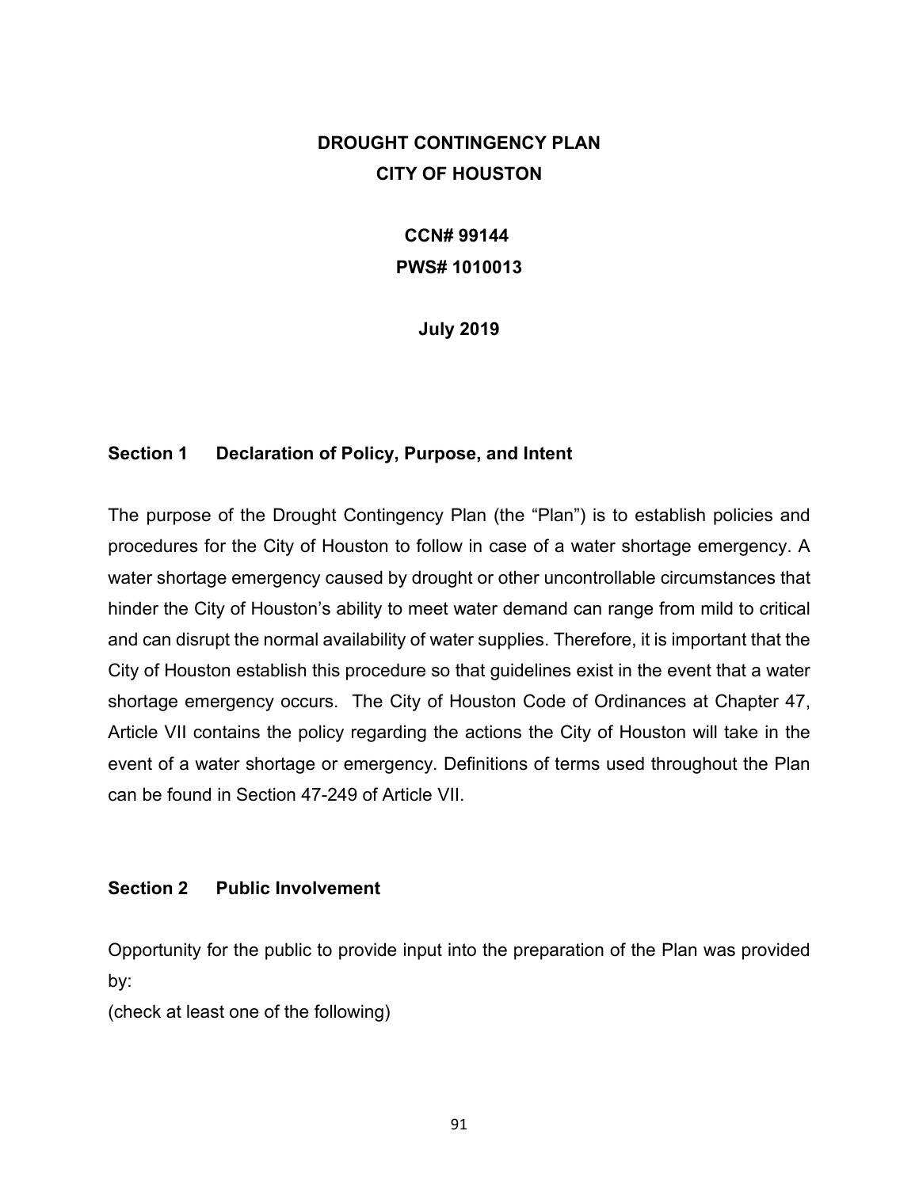# DROUGHT CONTINGENCY PLAN
# CITY OF HOUSTON

**CCN# 99144**

**PWS# 1010013**

**July 2019**

## Section 1 Declaration of Policy, Purpose, and Intent

The purpose of the Drought Contingency Plan (the "Plan") is to establish policies and procedures for the City of Houston to follow in case of a water shortage emergency. A water shortage emergency caused by drought or other uncontrollable circumstances that hinder the City of Houston's ability to meet water demand can range from mild to critical and can disrupt the normal availability of water supplies. Therefore, it is important that the City of Houston establish this procedure so that guidelines exist in the event that a water shortage emergency occurs. The City of Houston Code of Ordinances at Chapter 47, Article VII contains the policy regarding the actions the City of Houston will take in the event of a water shortage or emergency. Definitions of terms used throughout the Plan can be found in Section 47-249 of Article VII.

## Section 2 Public Involvement

Opportunity for the public to provide input into the preparation of the Plan was provided by:

(check at least one of the following)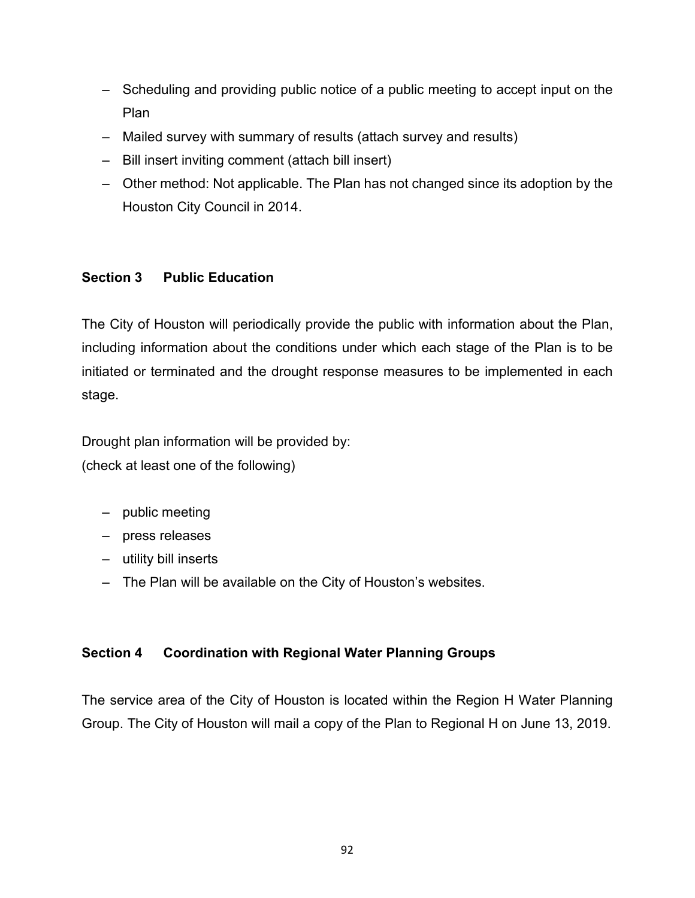- Scheduling and providing public notice of a public meeting to accept input on the Plan
- Mailed survey with summary of results (attach survey and results)
- Bill insert inviting comment (attach bill insert)
- Other method: Not applicable. The Plan has not changed since its adoption by the Houston City Council in 2014.

### Section 3 Public Education

The City of Houston will periodically provide the public with information about the Plan, including information about the conditions under which each stage of the Plan is to be initiated or terminated and the drought response measures to be implemented in each stage.

Drought plan information will be provided by:
(check at least one of the following)

- public meeting
- press releases
- utility bill inserts
- The Plan will be available on the City of Houston's websites.

### Section 4 Coordination with Regional Water Planning Groups

The service area of the City of Houston is located within the Region H Water Planning Group. The City of Houston will mail a copy of the Plan to Regional H on June 13, 2019.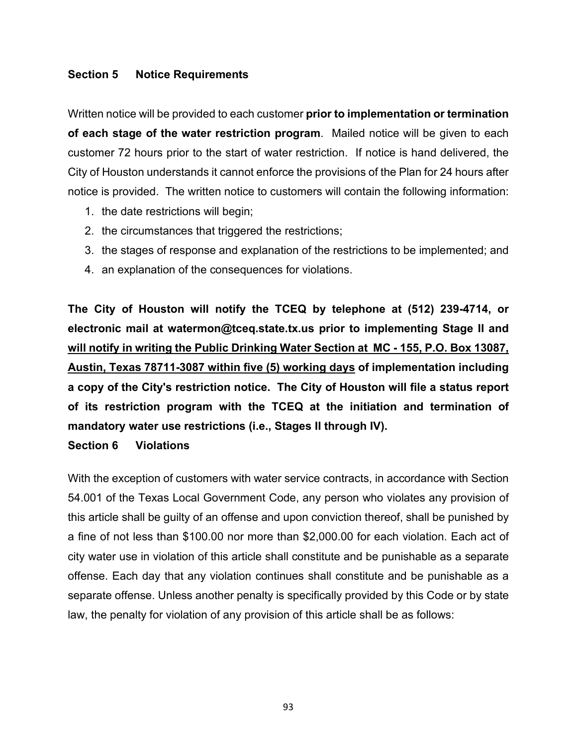## Section 5 Notice Requirements

Written notice will be provided to each customer **prior to implementation or termination of each stage of the water restriction program**. Mailed notice will be given to each customer 72 hours prior to the start of water restriction. If notice is hand delivered, the City of Houston understands it cannot enforce the provisions of the Plan for 24 hours after notice is provided. The written notice to customers will contain the following information:

1. the date restrictions will begin;
2. the circumstances that triggered the restrictions;
3. the stages of response and explanation of the restrictions to be implemented; and
4. an explanation of the consequences for violations.

**The City of Houston will notify the TCEQ by telephone at (512) 239-4714, or electronic mail at watermon@tceq.state.tx.us prior to implementing Stage II and <u>will notify in writing the Public Drinking Water Section at MC - 155, P.O. Box 13087, Austin, Texas 78711-3087 within five (5) working days</u> of implementation including a copy of the City's restriction notice. The City of Houston will file a status report of its restriction program with the TCEQ at the initiation and termination of mandatory water use restrictions (i.e., Stages II through IV).**

## Section 6 Violations

With the exception of customers with water service contracts, in accordance with Section 54.001 of the Texas Local Government Code, any person who violates any provision of this article shall be guilty of an offense and upon conviction thereof, shall be punished by a fine of not less than $100.00 nor more than $2,000.00 for each violation. Each act of city water use in violation of this article shall constitute and be punishable as a separate offense. Each day that any violation continues shall constitute and be punishable as a separate offense. Unless another penalty is specifically provided by this Code or by state law, the penalty for violation of any provision of this article shall be as follows: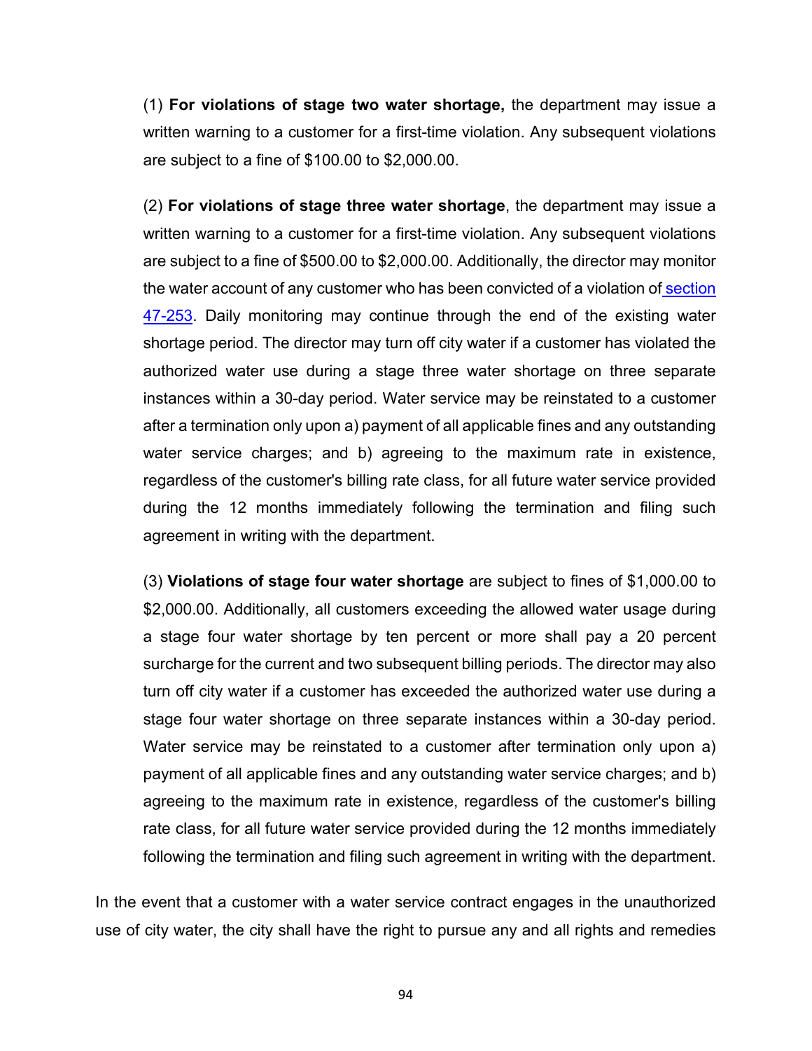(1) **For violations of stage two water shortage,** the department may issue a written warning to a customer for a first-time violation. Any subsequent violations are subject to a fine of $100.00 to $2,000.00.

(2) **For violations of stage three water shortage**, the department may issue a written warning to a customer for a first-time violation. Any subsequent violations are subject to a fine of $500.00 to $2,000.00. Additionally, the director may monitor the water account of any customer who has been convicted of a violation of section 47-253. Daily monitoring may continue through the end of the existing water shortage period. The director may turn off city water if a customer has violated the authorized water use during a stage three water shortage on three separate instances within a 30-day period. Water service may be reinstated to a customer after a termination only upon a) payment of all applicable fines and any outstanding water service charges; and b) agreeing to the maximum rate in existence, regardless of the customer's billing rate class, for all future water service provided during the 12 months immediately following the termination and filing such agreement in writing with the department.

(3) **Violations of stage four water shortage** are subject to fines of $1,000.00 to $2,000.00. Additionally, all customers exceeding the allowed water usage during a stage four water shortage by ten percent or more shall pay a 20 percent surcharge for the current and two subsequent billing periods. The director may also turn off city water if a customer has exceeded the authorized water use during a stage four water shortage on three separate instances within a 30-day period. Water service may be reinstated to a customer after termination only upon a) payment of all applicable fines and any outstanding water service charges; and b) agreeing to the maximum rate in existence, regardless of the customer's billing rate class, for all future water service provided during the 12 months immediately following the termination and filing such agreement in writing with the department.

In the event that a customer with a water service contract engages in the unauthorized use of city water, the city shall have the right to pursue any and all rights and remedies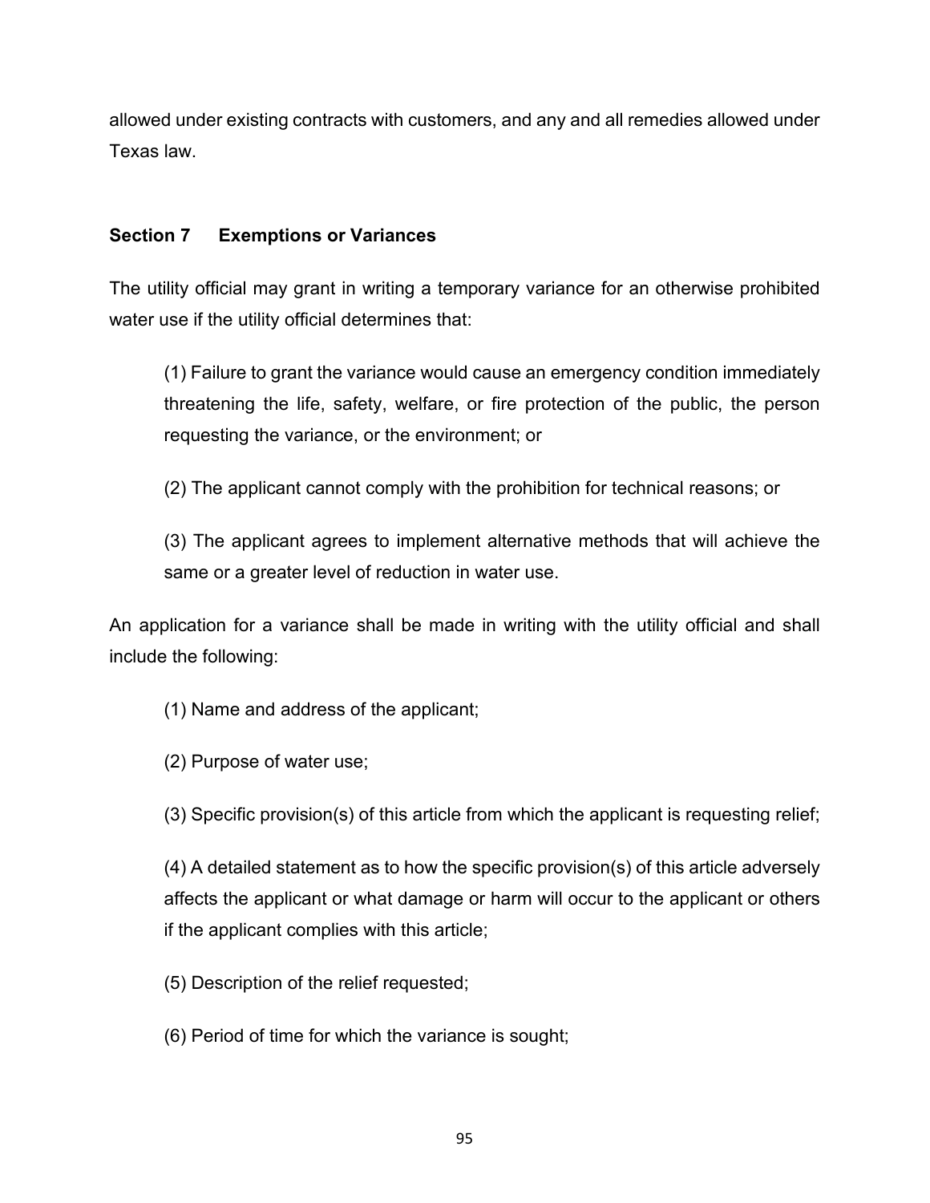allowed under existing contracts with customers, and any and all remedies allowed under Texas law.

## Section 7 Exemptions or Variances

The utility official may grant in writing a temporary variance for an otherwise prohibited water use if the utility official determines that:

> (1) Failure to grant the variance would cause an emergency condition immediately threatening the life, safety, welfare, or fire protection of the public, the person requesting the variance, or the environment; or
>
> (2) The applicant cannot comply with the prohibition for technical reasons; or
>
> (3) The applicant agrees to implement alternative methods that will achieve the same or a greater level of reduction in water use.

An application for a variance shall be made in writing with the utility official and shall include the following:

> (1) Name and address of the applicant;
>
> (2) Purpose of water use;
>
> (3) Specific provision(s) of this article from which the applicant is requesting relief;
>
> (4) A detailed statement as to how the specific provision(s) of this article adversely affects the applicant or what damage or harm will occur to the applicant or others if the applicant complies with this article;
>
> (5) Description of the relief requested;
>
> (6) Period of time for which the variance is sought;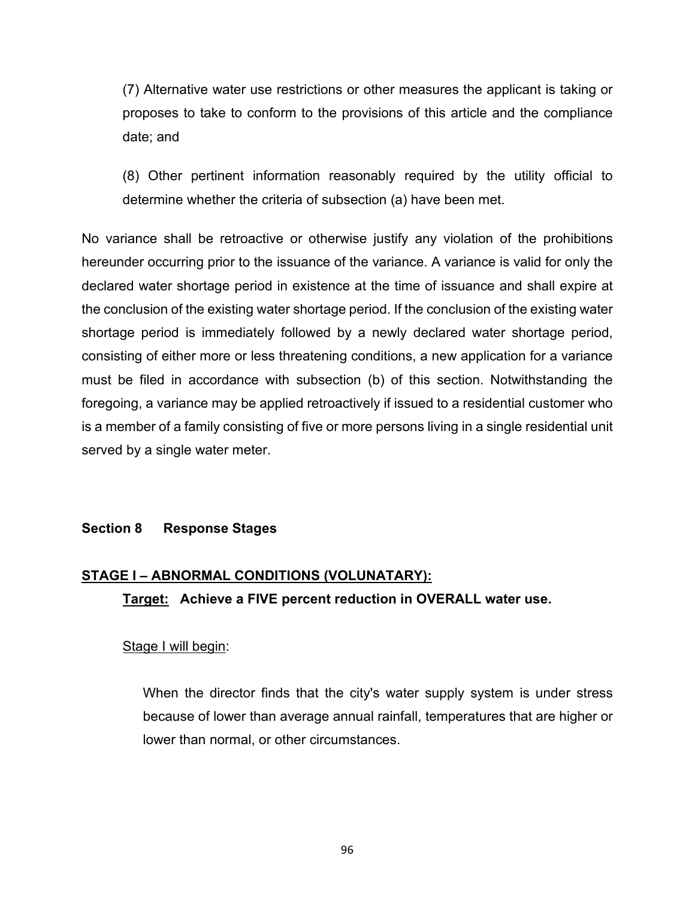(7) Alternative water use restrictions or other measures the applicant is taking or proposes to take to conform to the provisions of this article and the compliance date; and

(8) Other pertinent information reasonably required by the utility official to determine whether the criteria of subsection (a) have been met.

No variance shall be retroactive or otherwise justify any violation of the prohibitions hereunder occurring prior to the issuance of the variance. A variance is valid for only the declared water shortage period in existence at the time of issuance and shall expire at the conclusion of the existing water shortage period. If the conclusion of the existing water shortage period is immediately followed by a newly declared water shortage period, consisting of either more or less threatening conditions, a new application for a variance must be filed in accordance with subsection (b) of this section. Notwithstanding the foregoing, a variance may be applied retroactively if issued to a residential customer who is a member of a family consisting of five or more persons living in a single residential unit served by a single water meter.

## Section 8 Response Stages

<u>**STAGE I – ABNORMAL CONDITIONS (VOLUNATARY):**</u>

**<u>Target:</u> Achieve a FIVE percent reduction in OVERALL water use.**

<u>Stage I will begin</u>:

When the director finds that the city's water supply system is under stress because of lower than average annual rainfall, temperatures that are higher or lower than normal, or other circumstances.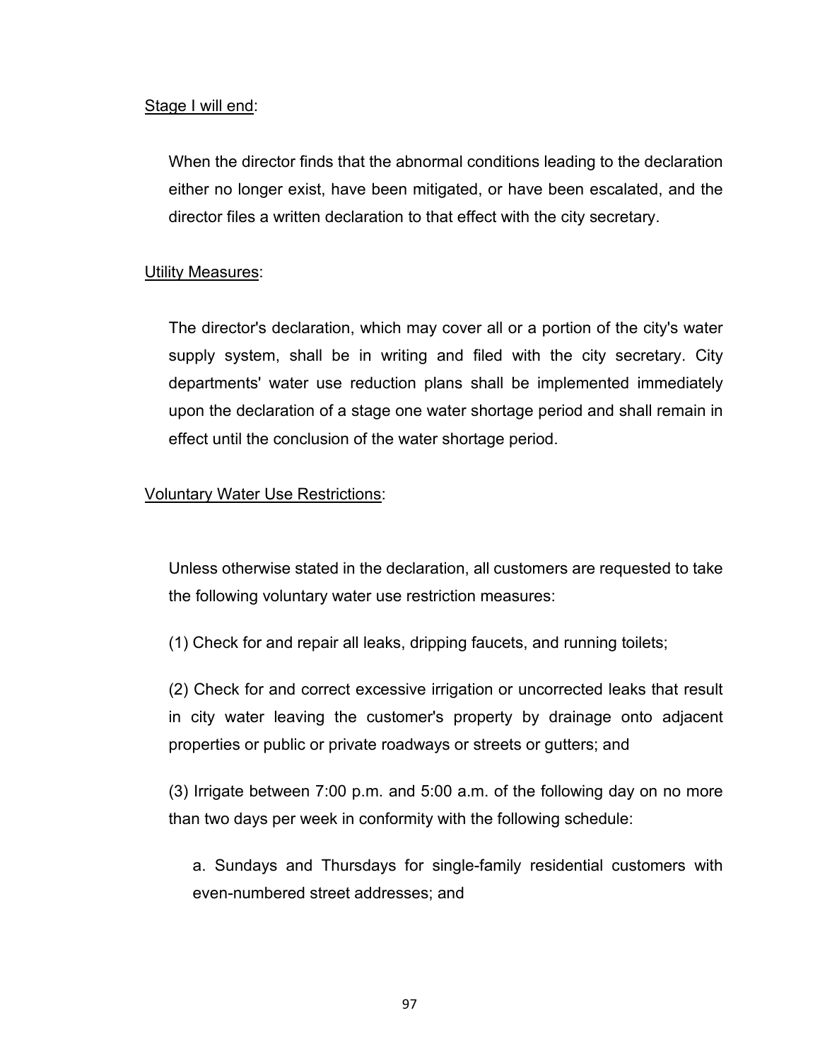<u>Stage I will end</u>:

When the director finds that the abnormal conditions leading to the declaration either no longer exist, have been mitigated, or have been escalated, and the director files a written declaration to that effect with the city secretary.

<u>Utility Measures</u>:

The director's declaration, which may cover all or a portion of the city's water supply system, shall be in writing and filed with the city secretary. City departments' water use reduction plans shall be implemented immediately upon the declaration of a stage one water shortage period and shall remain in effect until the conclusion of the water shortage period.

<u>Voluntary Water Use Restrictions</u>:

Unless otherwise stated in the declaration, all customers are requested to take the following voluntary water use restriction measures:

(1) Check for and repair all leaks, dripping faucets, and running toilets;

(2) Check for and correct excessive irrigation or uncorrected leaks that result in city water leaving the customer's property by drainage onto adjacent properties or public or private roadways or streets or gutters; and

(3) Irrigate between 7:00 p.m. and 5:00 a.m. of the following day on no more than two days per week in conformity with the following schedule:

a. Sundays and Thursdays for single-family residential customers with even-numbered street addresses; and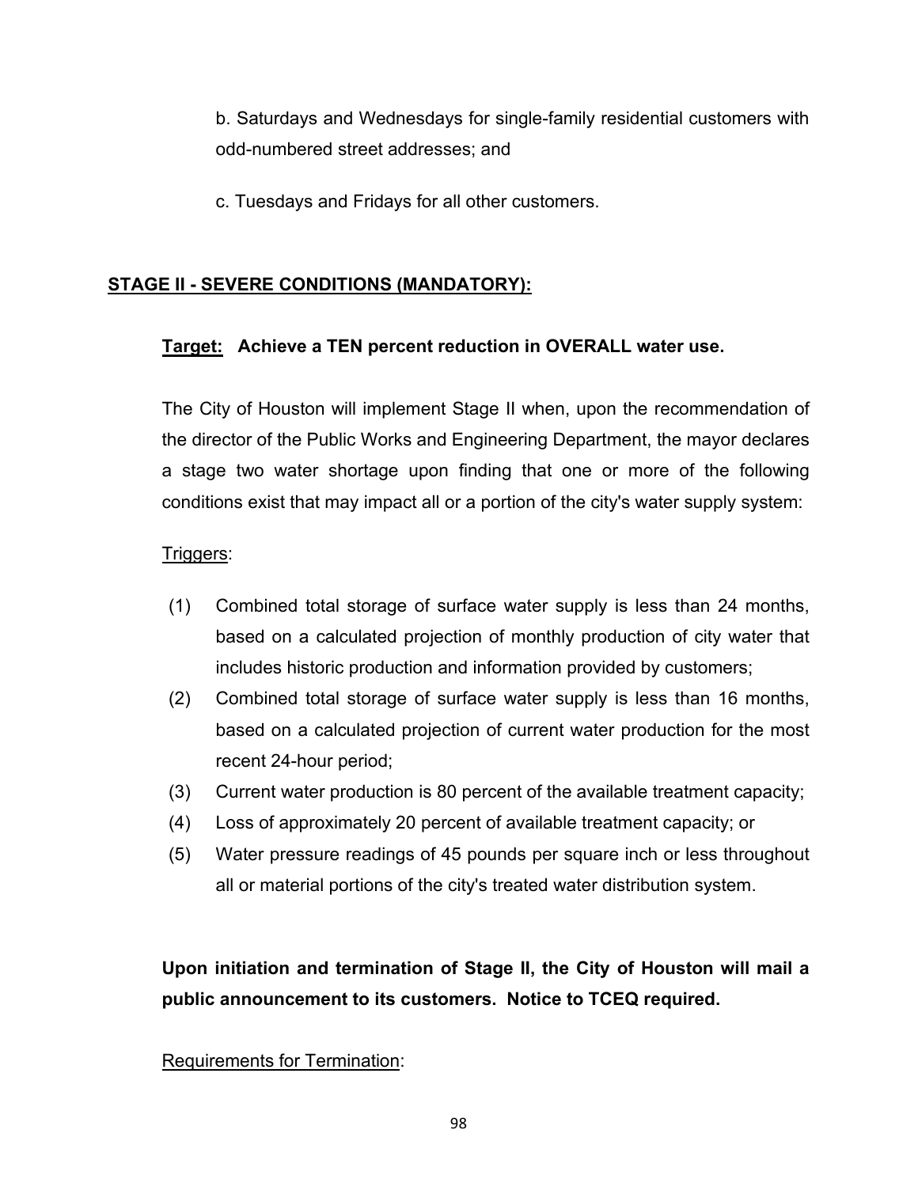b. Saturdays and Wednesdays for single-family residential customers with odd-numbered street addresses; and

c. Tuesdays and Fridays for all other customers.

## STAGE II - SEVERE CONDITIONS (MANDATORY):

**Target: Achieve a TEN percent reduction in OVERALL water use.**

The City of Houston will implement Stage II when, upon the recommendation of the director of the Public Works and Engineering Department, the mayor declares a stage two water shortage upon finding that one or more of the following conditions exist that may impact all or a portion of the city's water supply system:

Triggers:

(1) Combined total storage of surface water supply is less than 24 months, based on a calculated projection of monthly production of city water that includes historic production and information provided by customers;
(2) Combined total storage of surface water supply is less than 16 months, based on a calculated projection of current water production for the most recent 24-hour period;
(3) Current water production is 80 percent of the available treatment capacity;
(4) Loss of approximately 20 percent of available treatment capacity; or
(5) Water pressure readings of 45 pounds per square inch or less throughout all or material portions of the city's treated water distribution system.

**Upon initiation and termination of Stage II, the City of Houston will mail a public announcement to its customers. Notice to TCEQ required.**

Requirements for Termination: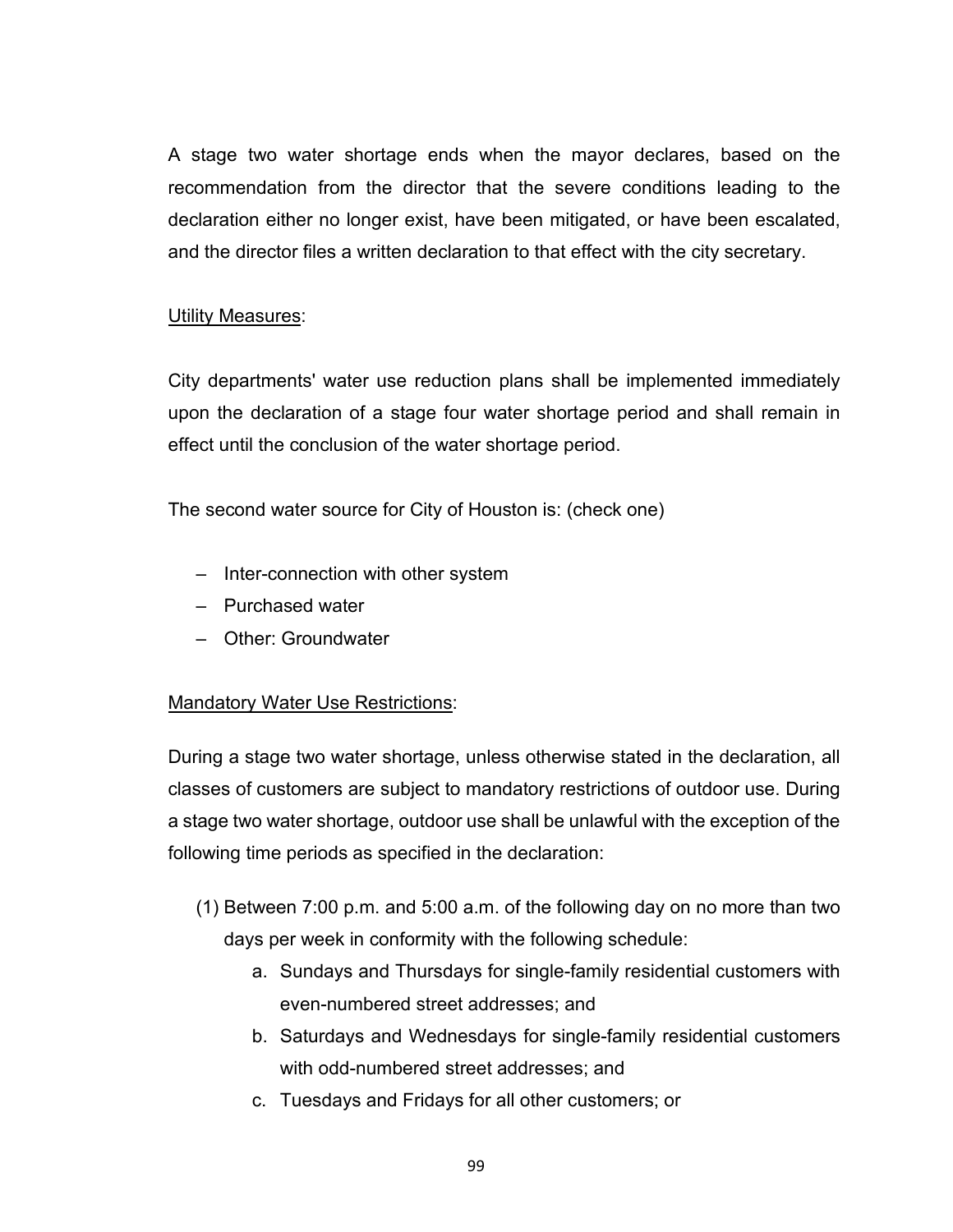A stage two water shortage ends when the mayor declares, based on the recommendation from the director that the severe conditions leading to the declaration either no longer exist, have been mitigated, or have been escalated, and the director files a written declaration to that effect with the city secretary.

Utility Measures:

City departments' water use reduction plans shall be implemented immediately upon the declaration of a stage four water shortage period and shall remain in effect until the conclusion of the water shortage period.

The second water source for City of Houston is: (check one)

- Inter-connection with other system
- Purchased water
- Other: Groundwater

Mandatory Water Use Restrictions:

During a stage two water shortage, unless otherwise stated in the declaration, all classes of customers are subject to mandatory restrictions of outdoor use. During a stage two water shortage, outdoor use shall be unlawful with the exception of the following time periods as specified in the declaration:

(1) Between 7:00 p.m. and 5:00 a.m. of the following day on no more than two days per week in conformity with the following schedule:

   a. Sundays and Thursdays for single-family residential customers with even-numbered street addresses; and

   b. Saturdays and Wednesdays for single-family residential customers with odd-numbered street addresses; and

   c. Tuesdays and Fridays for all other customers; or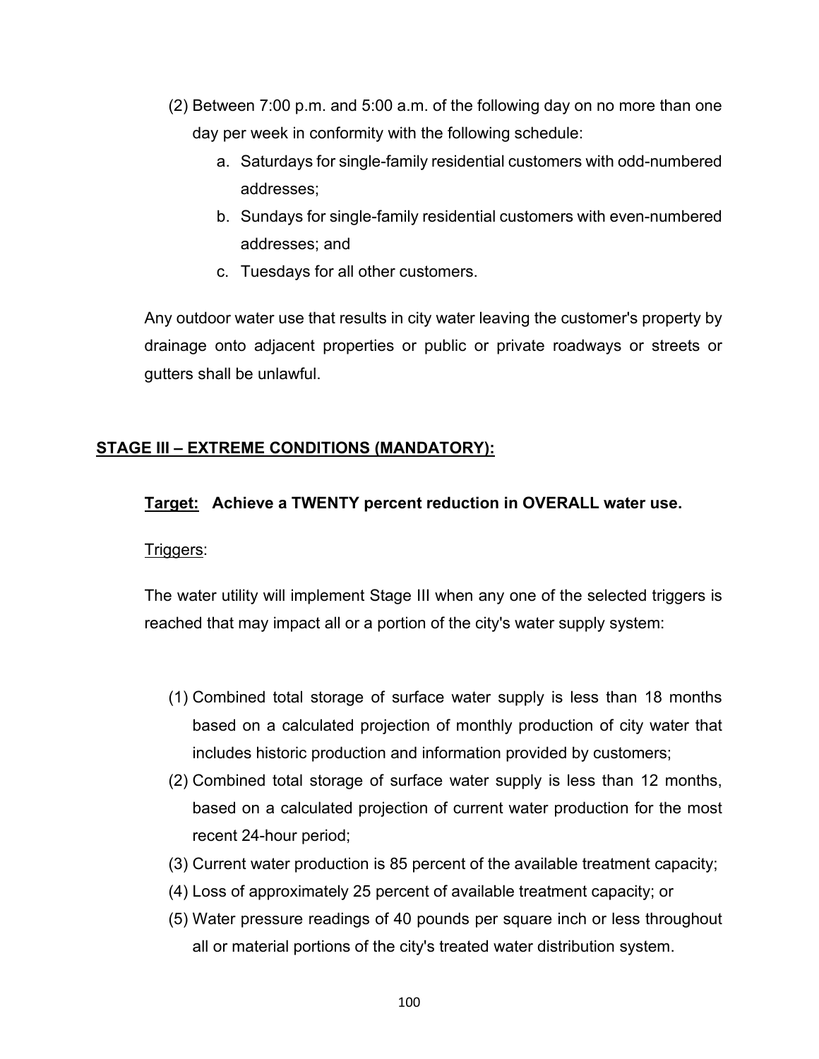(2) Between 7:00 p.m. and 5:00 a.m. of the following day on no more than one day per week in conformity with the following schedule:
   a. Saturdays for single-family residential customers with odd-numbered addresses;
   b. Sundays for single-family residential customers with even-numbered addresses; and
   c. Tuesdays for all other customers.

Any outdoor water use that results in city water leaving the customer's property by drainage onto adjacent properties or public or private roadways or streets or gutters shall be unlawful.

## <u>STAGE III – EXTREME CONDITIONS (MANDATORY):</u>

**<u>Target:</u> Achieve a TWENTY percent reduction in OVERALL water use.**

<u>Triggers</u>:

The water utility will implement Stage III when any one of the selected triggers is reached that may impact all or a portion of the city's water supply system:

(1) Combined total storage of surface water supply is less than 18 months based on a calculated projection of monthly production of city water that includes historic production and information provided by customers;
(2) Combined total storage of surface water supply is less than 12 months, based on a calculated projection of current water production for the most recent 24-hour period;
(3) Current water production is 85 percent of the available treatment capacity;
(4) Loss of approximately 25 percent of available treatment capacity; or
(5) Water pressure readings of 40 pounds per square inch or less throughout all or material portions of the city's treated water distribution system.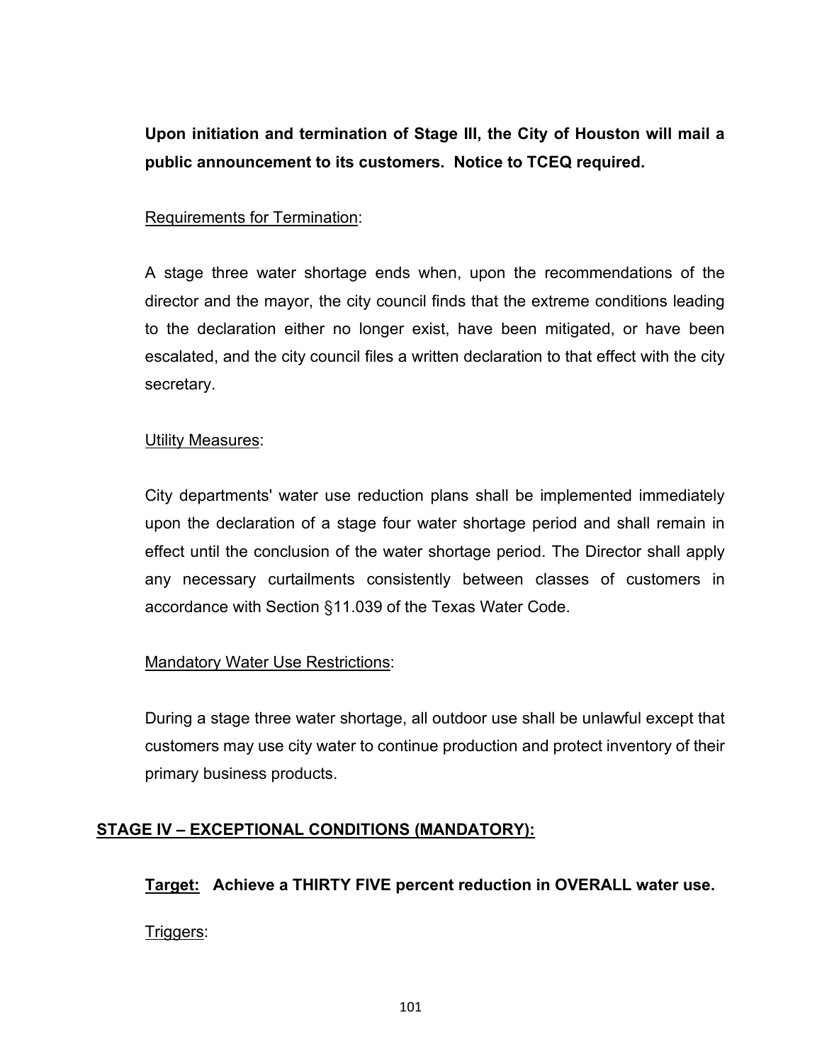**Upon initiation and termination of Stage III, the City of Houston will mail a public announcement to its customers. Notice to TCEQ required.**

Requirements for Termination:

A stage three water shortage ends when, upon the recommendations of the director and the mayor, the city council finds that the extreme conditions leading to the declaration either no longer exist, have been mitigated, or have been escalated, and the city council files a written declaration to that effect with the city secretary.

Utility Measures:

City departments' water use reduction plans shall be implemented immediately upon the declaration of a stage four water shortage period and shall remain in effect until the conclusion of the water shortage period. The Director shall apply any necessary curtailments consistently between classes of customers in accordance with Section §11.039 of the Texas Water Code.

Mandatory Water Use Restrictions:

During a stage three water shortage, all outdoor use shall be unlawful except that customers may use city water to continue production and protect inventory of their primary business products.

## STAGE IV – EXCEPTIONAL CONDITIONS (MANDATORY):

**Target: Achieve a THIRTY FIVE percent reduction in OVERALL water use.**

Triggers: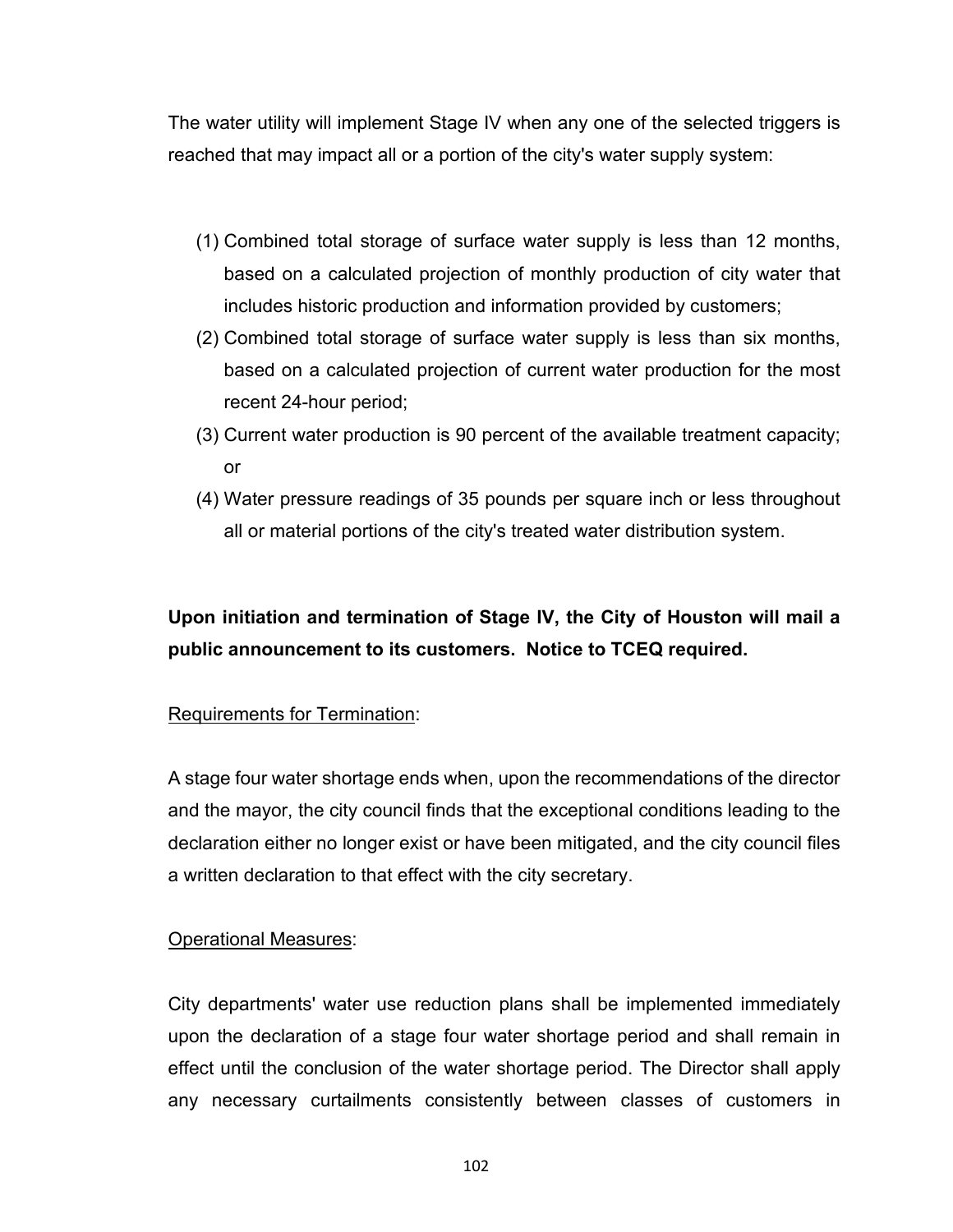The water utility will implement Stage IV when any one of the selected triggers is reached that may impact all or a portion of the city's water supply system:

(1) Combined total storage of surface water supply is less than 12 months, based on a calculated projection of monthly production of city water that includes historic production and information provided by customers;
(2) Combined total storage of surface water supply is less than six months, based on a calculated projection of current water production for the most recent 24-hour period;
(3) Current water production is 90 percent of the available treatment capacity; or
(4) Water pressure readings of 35 pounds per square inch or less throughout all or material portions of the city's treated water distribution system.

**Upon initiation and termination of Stage IV, the City of Houston will mail a public announcement to its customers. Notice to TCEQ required.**

<u>Requirements for Termination</u>:

A stage four water shortage ends when, upon the recommendations of the director and the mayor, the city council finds that the exceptional conditions leading to the declaration either no longer exist or have been mitigated, and the city council files a written declaration to that effect with the city secretary.

<u>Operational Measures</u>:

City departments' water use reduction plans shall be implemented immediately upon the declaration of a stage four water shortage period and shall remain in effect until the conclusion of the water shortage period. The Director shall apply any necessary curtailments consistently between classes of customers in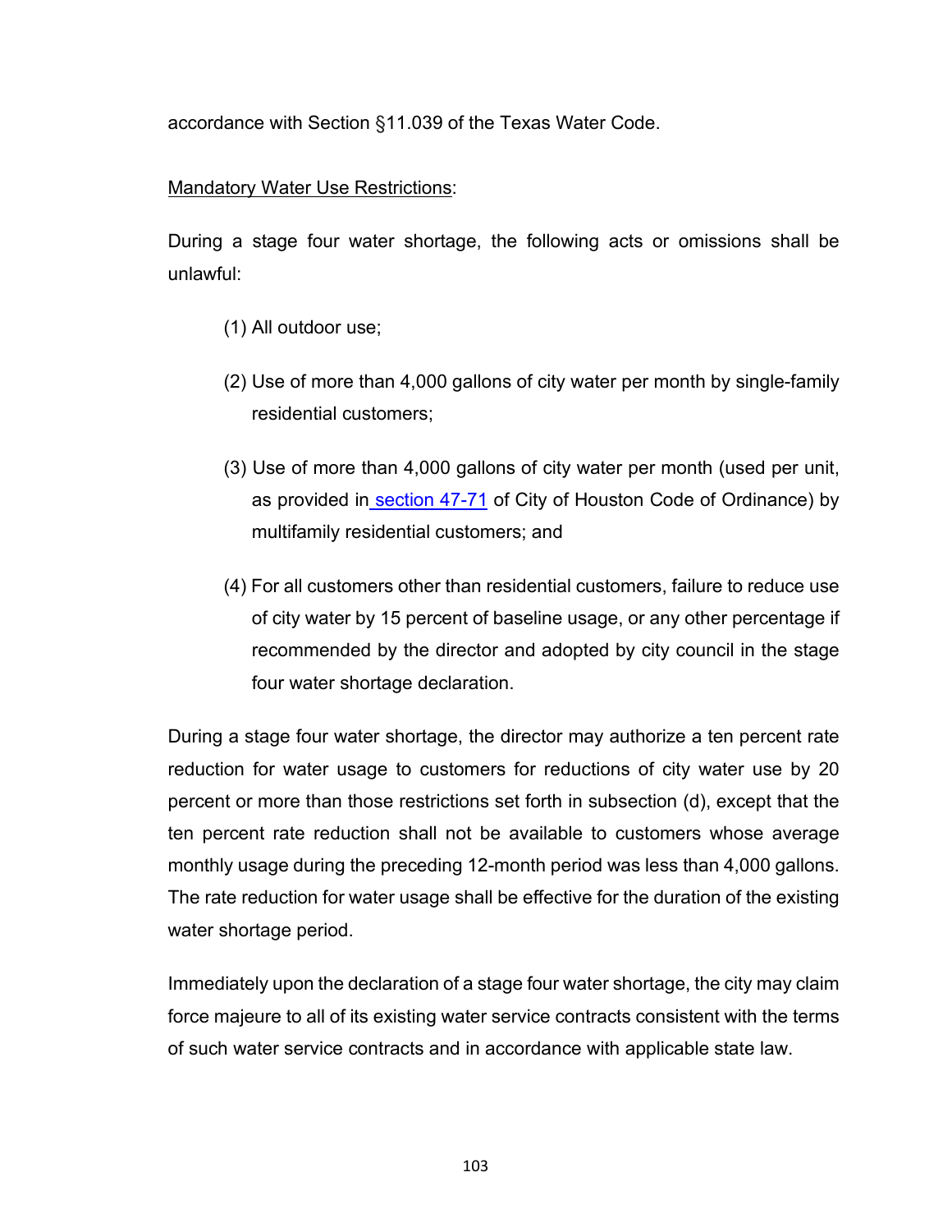accordance with Section §11.039 of the Texas Water Code.

<u>Mandatory Water Use Restrictions</u>:

During a stage four water shortage, the following acts or omissions shall be unlawful:

(1) All outdoor use;

(2) Use of more than 4,000 gallons of city water per month by single-family residential customers;

(3) Use of more than 4,000 gallons of city water per month (used per unit, as provided in section 47-71 of City of Houston Code of Ordinance) by multifamily residential customers; and

(4) For all customers other than residential customers, failure to reduce use of city water by 15 percent of baseline usage, or any other percentage if recommended by the director and adopted by city council in the stage four water shortage declaration.

During a stage four water shortage, the director may authorize a ten percent rate reduction for water usage to customers for reductions of city water use by 20 percent or more than those restrictions set forth in subsection (d), except that the ten percent rate reduction shall not be available to customers whose average monthly usage during the preceding 12-month period was less than 4,000 gallons. The rate reduction for water usage shall be effective for the duration of the existing water shortage period.

Immediately upon the declaration of a stage four water shortage, the city may claim force majeure to all of its existing water service contracts consistent with the terms of such water service contracts and in accordance with applicable state law.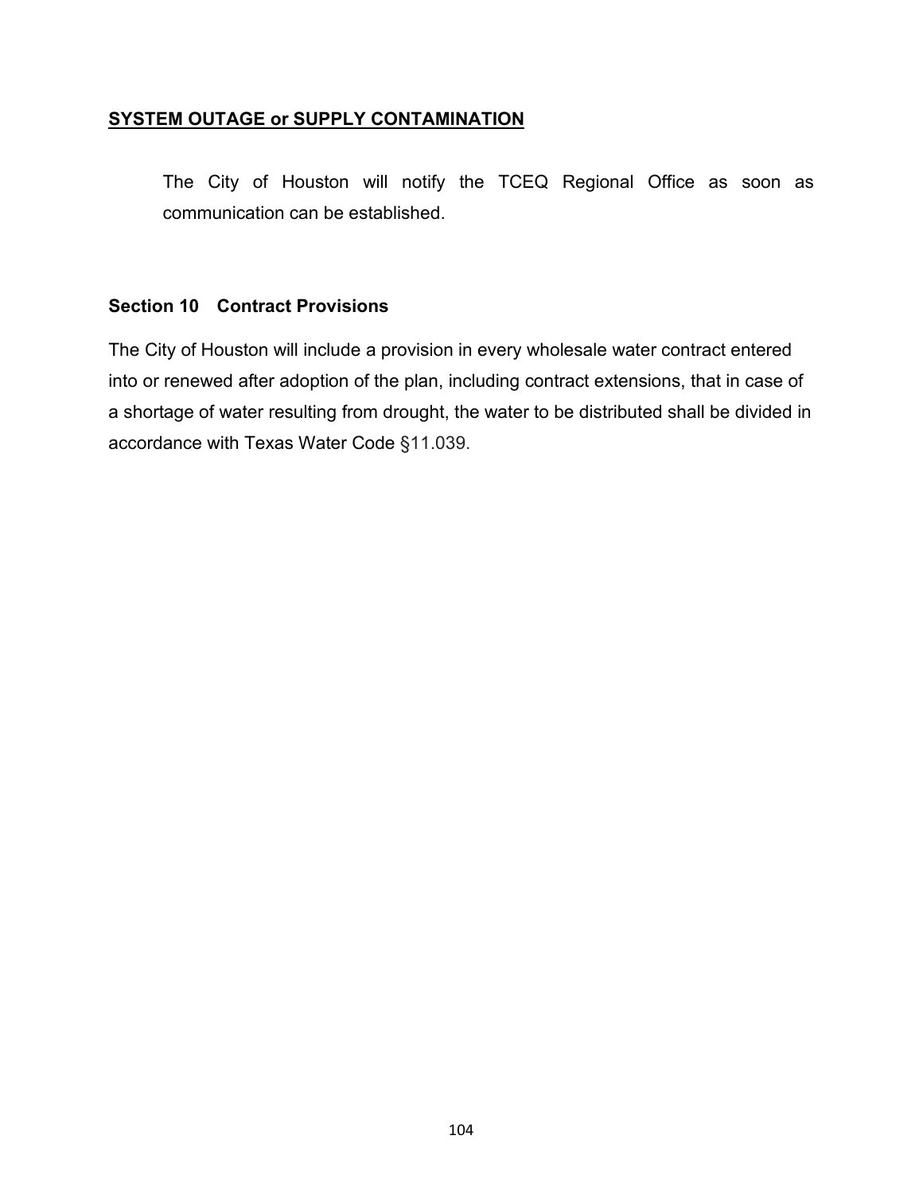**<u>SYSTEM OUTAGE or SUPPLY CONTAMINATION</u>**

The City of Houston will notify the TCEQ Regional Office as soon as communication can be established.

### Section 10 Contract Provisions

The City of Houston will include a provision in every wholesale water contract entered into or renewed after adoption of the plan, including contract extensions, that in case of a shortage of water resulting from drought, the water to be distributed shall be divided in accordance with Texas Water Code §11.039.